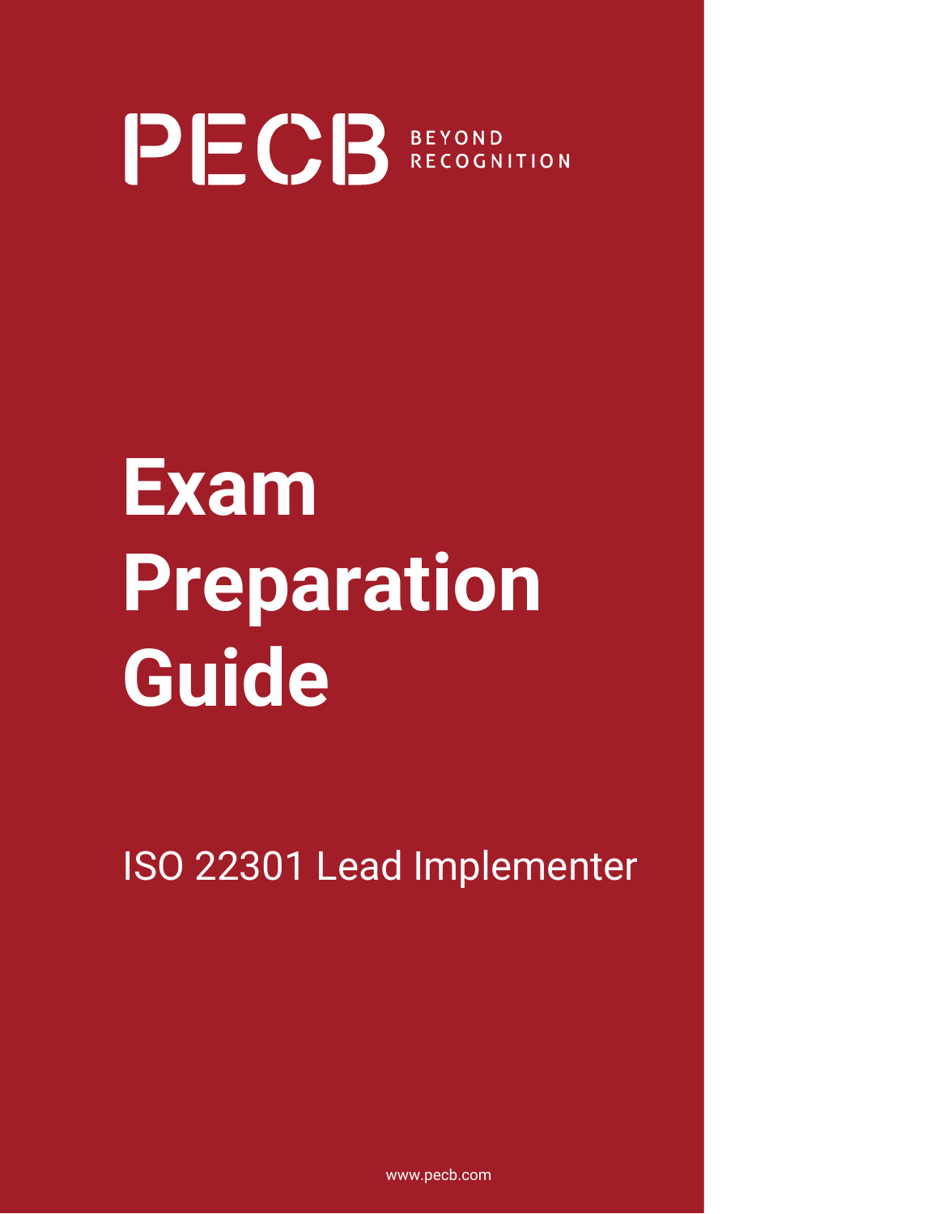PECB BEYOND RECOGNITION

# Exam Preparation Guide

ISO 22301 Lead Implementer

www.pecb.com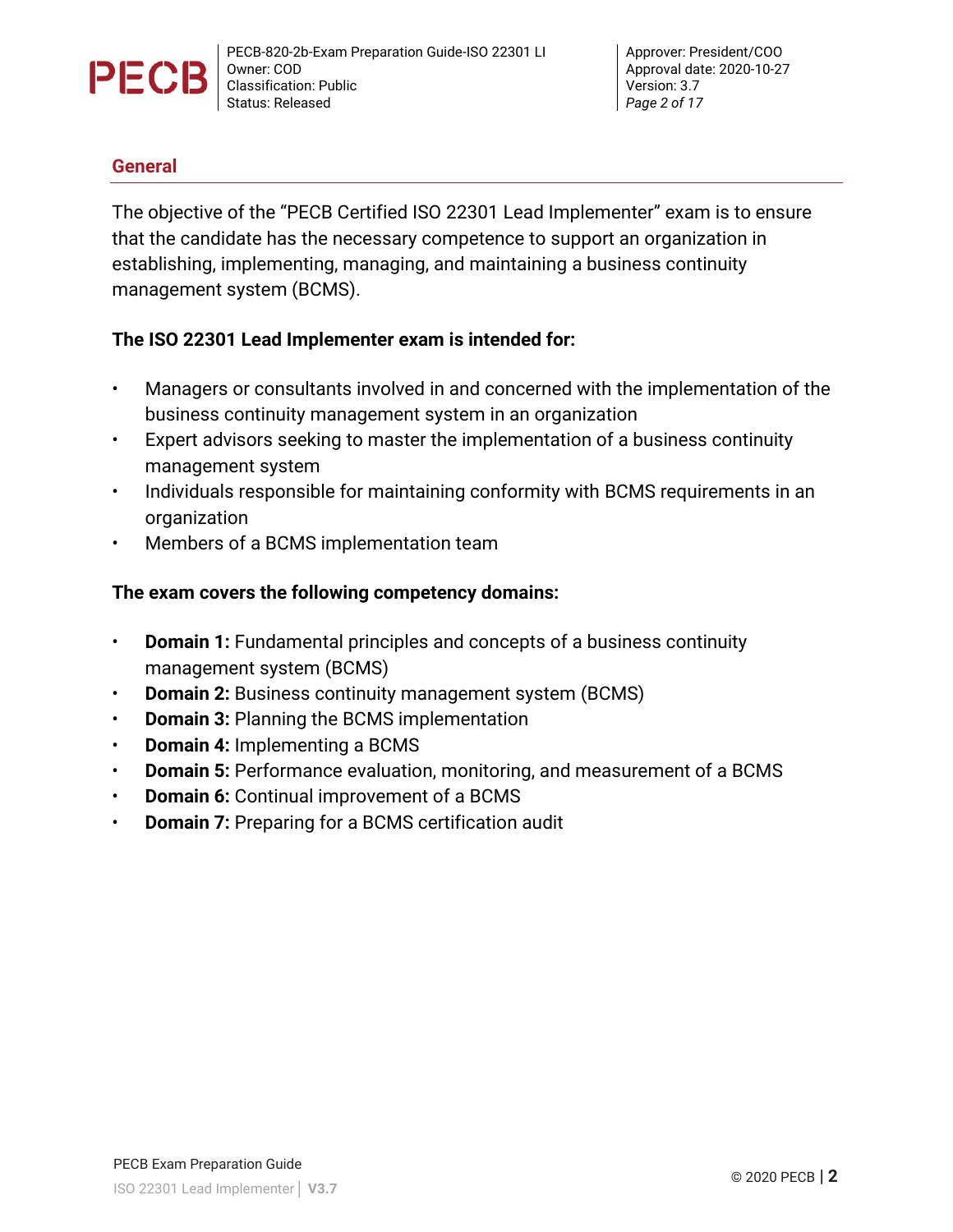## General

The objective of the "PECB Certified ISO 22301 Lead Implementer" exam is to ensure that the candidate has the necessary competence to support an organization in establishing, implementing, managing, and maintaining a business continuity management system (BCMS).

**The ISO 22301 Lead Implementer exam is intended for:**

- Managers or consultants involved in and concerned with the implementation of the business continuity management system in an organization
- Expert advisors seeking to master the implementation of a business continuity management system
- Individuals responsible for maintaining conformity with BCMS requirements in an organization
- Members of a BCMS implementation team

**The exam covers the following competency domains:**

- **Domain 1:** Fundamental principles and concepts of a business continuity management system (BCMS)
- **Domain 2:** Business continuity management system (BCMS)
- **Domain 3:** Planning the BCMS implementation
- **Domain 4:** Implementing a BCMS
- **Domain 5:** Performance evaluation, monitoring, and measurement of a BCMS
- **Domain 6:** Continual improvement of a BCMS
- **Domain 7:** Preparing for a BCMS certification audit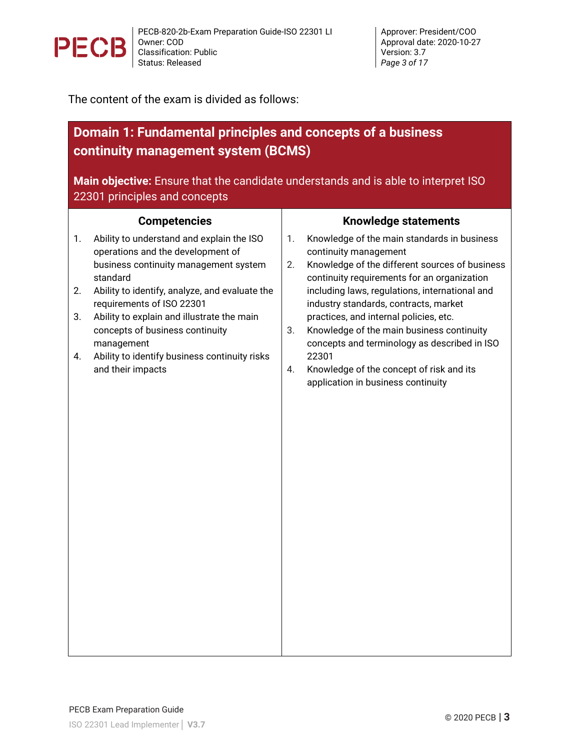The content of the exam is divided as follows:

## Domain 1: Fundamental principles and concepts of a business continuity management system (BCMS)

**Main objective:** Ensure that the candidate understands and is able to interpret ISO 22301 principles and concepts

| Competencies | Knowledge statements |
| --- | --- |
| 1. Ability to understand and explain the ISO operations and the development of business continuity management system standard<br>2. Ability to identify, analyze, and evaluate the requirements of ISO 22301<br>3. Ability to explain and illustrate the main concepts of business continuity management<br>4. Ability to identify business continuity risks and their impacts | 1. Knowledge of the main standards in business continuity management<br>2. Knowledge of the different sources of business continuity requirements for an organization including laws, regulations, international and industry standards, contracts, market practices, and internal policies, etc.<br>3. Knowledge of the main business continuity concepts and terminology as described in ISO 22301<br>4. Knowledge of the concept of risk and its application in business continuity |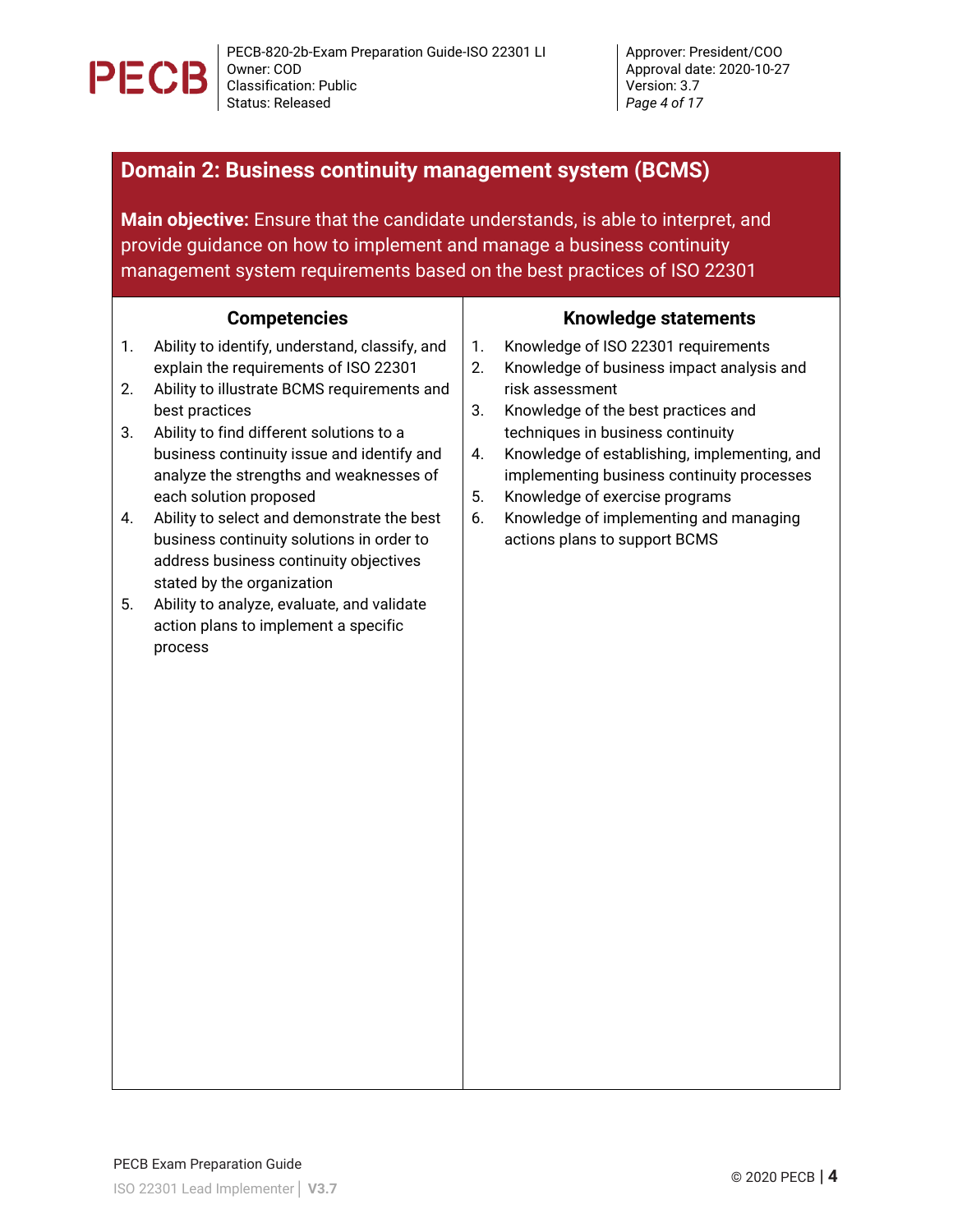## Domain 2: Business continuity management system (BCMS)

**Main objective:** Ensure that the candidate understands, is able to interpret, and provide guidance on how to implement and manage a business continuity management system requirements based on the best practices of ISO 22301

| Competencies | Knowledge statements |
|---|---|
| 1. Ability to identify, understand, classify, and explain the requirements of ISO 22301<br>2. Ability to illustrate BCMS requirements and best practices<br>3. Ability to find different solutions to a business continuity issue and identify and analyze the strengths and weaknesses of each solution proposed<br>4. Ability to select and demonstrate the best business continuity solutions in order to address business continuity objectives stated by the organization<br>5. Ability to analyze, evaluate, and validate action plans to implement a specific process | 1. Knowledge of ISO 22301 requirements<br>2. Knowledge of business impact analysis and risk assessment<br>3. Knowledge of the best practices and techniques in business continuity<br>4. Knowledge of establishing, implementing, and implementing business continuity processes<br>5. Knowledge of exercise programs<br>6. Knowledge of implementing and managing actions plans to support BCMS |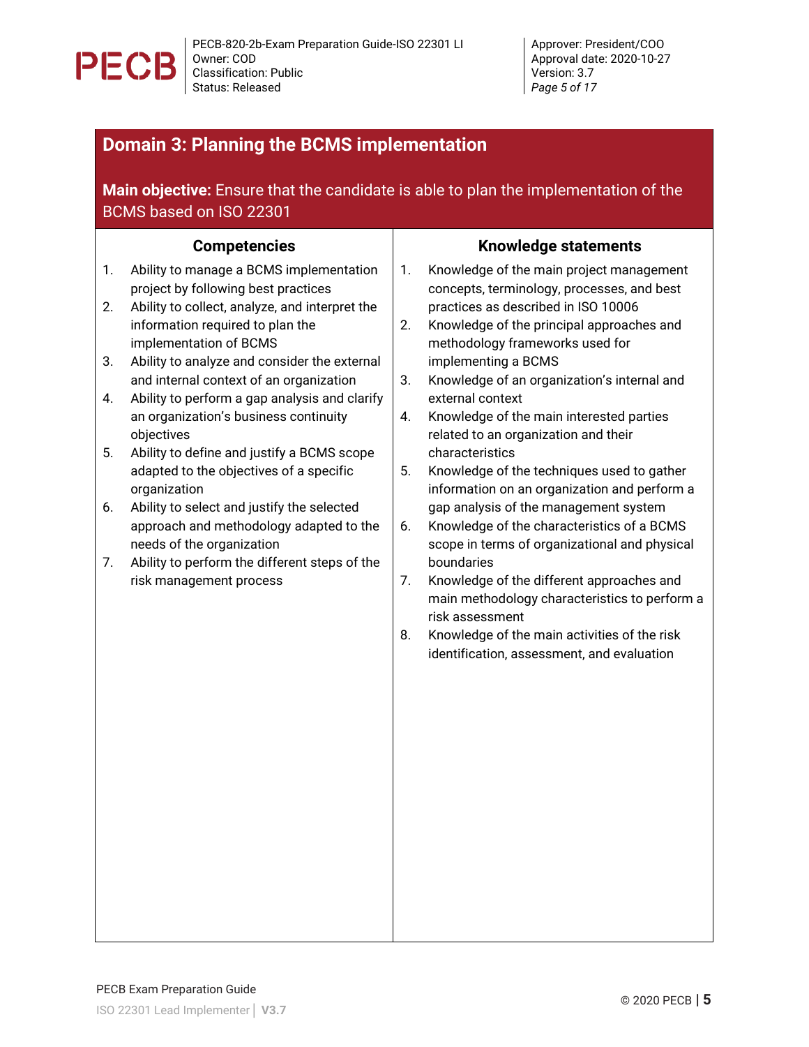## Domain 3: Planning the BCMS implementation

**Main objective:** Ensure that the candidate is able to plan the implementation of the BCMS based on ISO 22301

### Competencies

1. Ability to manage a BCMS implementation project by following best practices
2. Ability to collect, analyze, and interpret the information required to plan the implementation of BCMS
3. Ability to analyze and consider the external and internal context of an organization
4. Ability to perform a gap analysis and clarify an organization's business continuity objectives
5. Ability to define and justify a BCMS scope adapted to the objectives of a specific organization
6. Ability to select and justify the selected approach and methodology adapted to the needs of the organization
7. Ability to perform the different steps of the risk management process

### Knowledge statements

1. Knowledge of the main project management concepts, terminology, processes, and best practices as described in ISO 10006
2. Knowledge of the principal approaches and methodology frameworks used for implementing a BCMS
3. Knowledge of an organization's internal and external context
4. Knowledge of the main interested parties related to an organization and their characteristics
5. Knowledge of the techniques used to gather information on an organization and perform a gap analysis of the management system
6. Knowledge of the characteristics of a BCMS scope in terms of organizational and physical boundaries
7. Knowledge of the different approaches and main methodology characteristics to perform a risk assessment
8. Knowledge of the main activities of the risk identification, assessment, and evaluation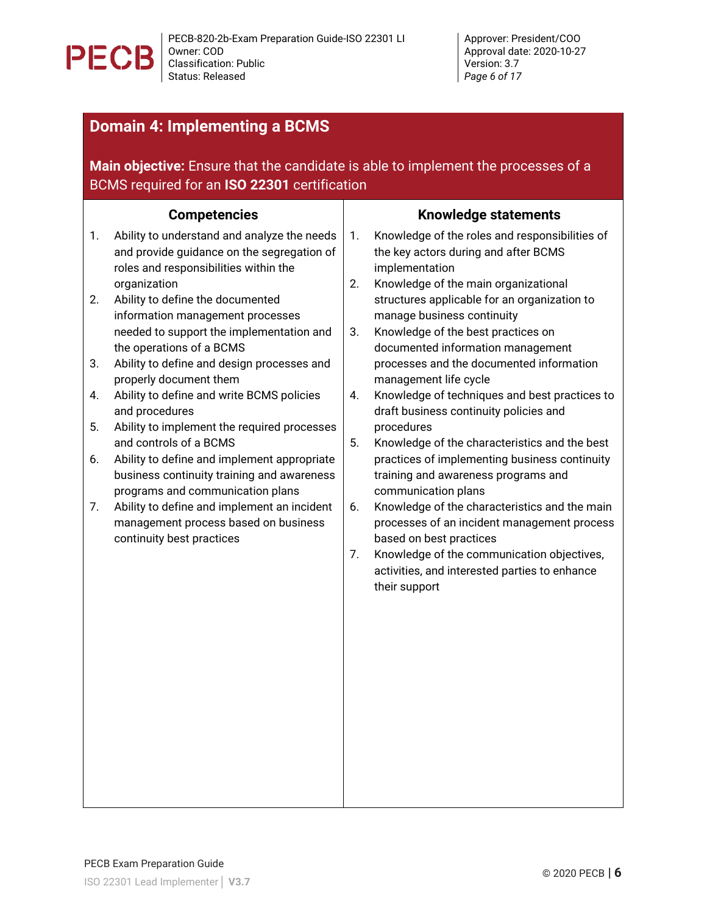## Domain 4: Implementing a BCMS

**Main objective:** Ensure that the candidate is able to implement the processes of a BCMS required for an **ISO 22301** certification

| Competencies | Knowledge statements |
|---|---|
| 1. Ability to understand and analyze the needs and provide guidance on the segregation of roles and responsibilities within the organization<br>2. Ability to define the documented information management processes needed to support the implementation and the operations of a BCMS<br>3. Ability to define and design processes and properly document them<br>4. Ability to define and write BCMS policies and procedures<br>5. Ability to implement the required processes and controls of a BCMS<br>6. Ability to define and implement appropriate business continuity training and awareness programs and communication plans<br>7. Ability to define and implement an incident management process based on business continuity best practices | 1. Knowledge of the roles and responsibilities of the key actors during and after BCMS implementation<br>2. Knowledge of the main organizational structures applicable for an organization to manage business continuity<br>3. Knowledge of the best practices on documented information management processes and the documented information management life cycle<br>4. Knowledge of techniques and best practices to draft business continuity policies and procedures<br>5. Knowledge of the characteristics and the best practices of implementing business continuity training and awareness programs and communication plans<br>6. Knowledge of the characteristics and the main processes of an incident management process based on best practices<br>7. Knowledge of the communication objectives, activities, and interested parties to enhance their support |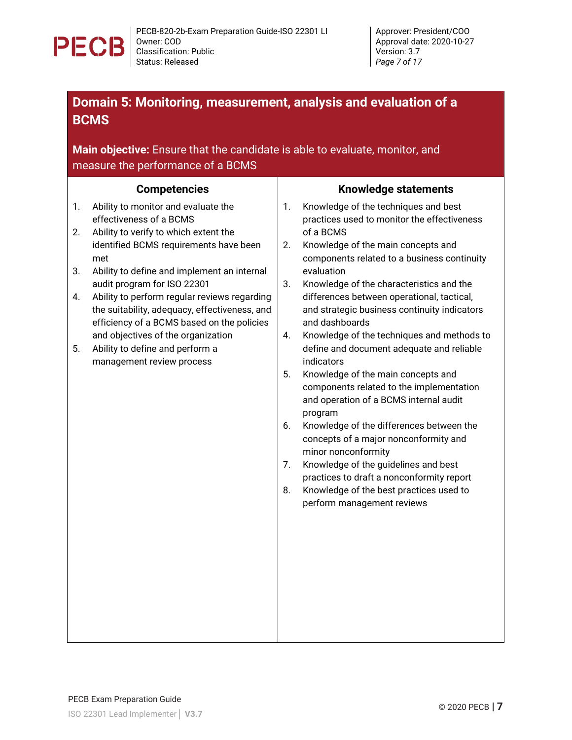## Domain 5: Monitoring, measurement, analysis and evaluation of a BCMS

**Main objective:** Ensure that the candidate is able to evaluate, monitor, and measure the performance of a BCMS

| Competencies | Knowledge statements |
|---|---|
| 1. Ability to monitor and evaluate the effectiveness of a BCMS<br>2. Ability to verify to which extent the identified BCMS requirements have been met<br>3. Ability to define and implement an internal audit program for ISO 22301<br>4. Ability to perform regular reviews regarding the suitability, adequacy, effectiveness, and efficiency of a BCMS based on the policies and objectives of the organization<br>5. Ability to define and perform a management review process | 1. Knowledge of the techniques and best practices used to monitor the effectiveness of a BCMS<br>2. Knowledge of the main concepts and components related to a business continuity evaluation<br>3. Knowledge of the characteristics and the differences between operational, tactical, and strategic business continuity indicators and dashboards<br>4. Knowledge of the techniques and methods to define and document adequate and reliable indicators<br>5. Knowledge of the main concepts and components related to the implementation and operation of a BCMS internal audit program<br>6. Knowledge of the differences between the concepts of a major nonconformity and minor nonconformity<br>7. Knowledge of the guidelines and best practices to draft a nonconformity report<br>8. Knowledge of the best practices used to perform management reviews |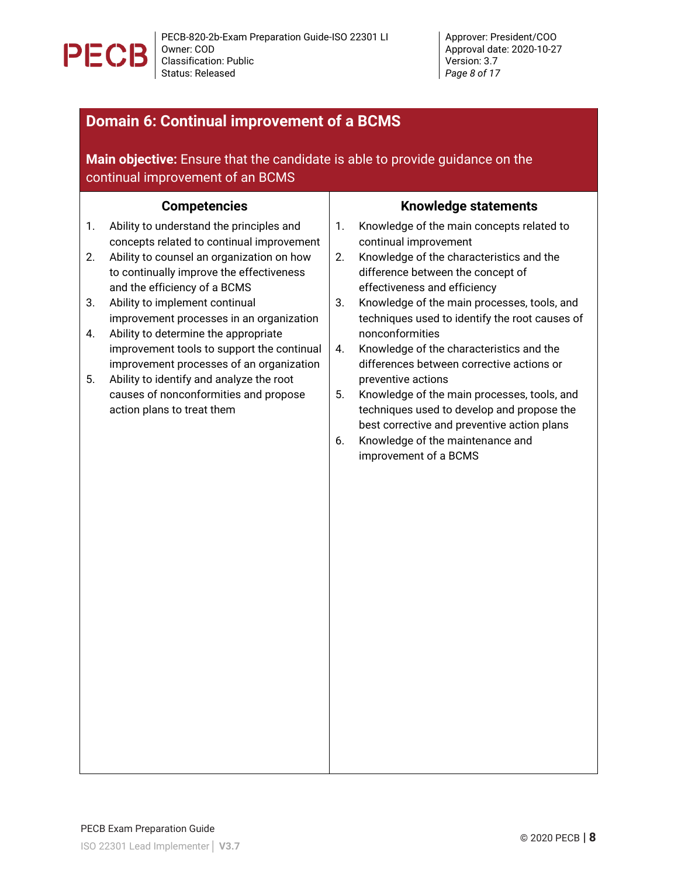## Domain 6: Continual improvement of a BCMS

**Main objective:** Ensure that the candidate is able to provide guidance on the continual improvement of an BCMS

| Competencies | Knowledge statements |
|---|---|
| 1. Ability to understand the principles and concepts related to continual improvement<br>2. Ability to counsel an organization on how to continually improve the effectiveness and the efficiency of a BCMS<br>3. Ability to implement continual improvement processes in an organization<br>4. Ability to determine the appropriate improvement tools to support the continual improvement processes of an organization<br>5. Ability to identify and analyze the root causes of nonconformities and propose action plans to treat them | 1. Knowledge of the main concepts related to continual improvement<br>2. Knowledge of the characteristics and the difference between the concept of effectiveness and efficiency<br>3. Knowledge of the main processes, tools, and techniques used to identify the root causes of nonconformities<br>4. Knowledge of the characteristics and the differences between corrective actions or preventive actions<br>5. Knowledge of the main processes, tools, and techniques used to develop and propose the best corrective and preventive action plans<br>6. Knowledge of the maintenance and improvement of a BCMS |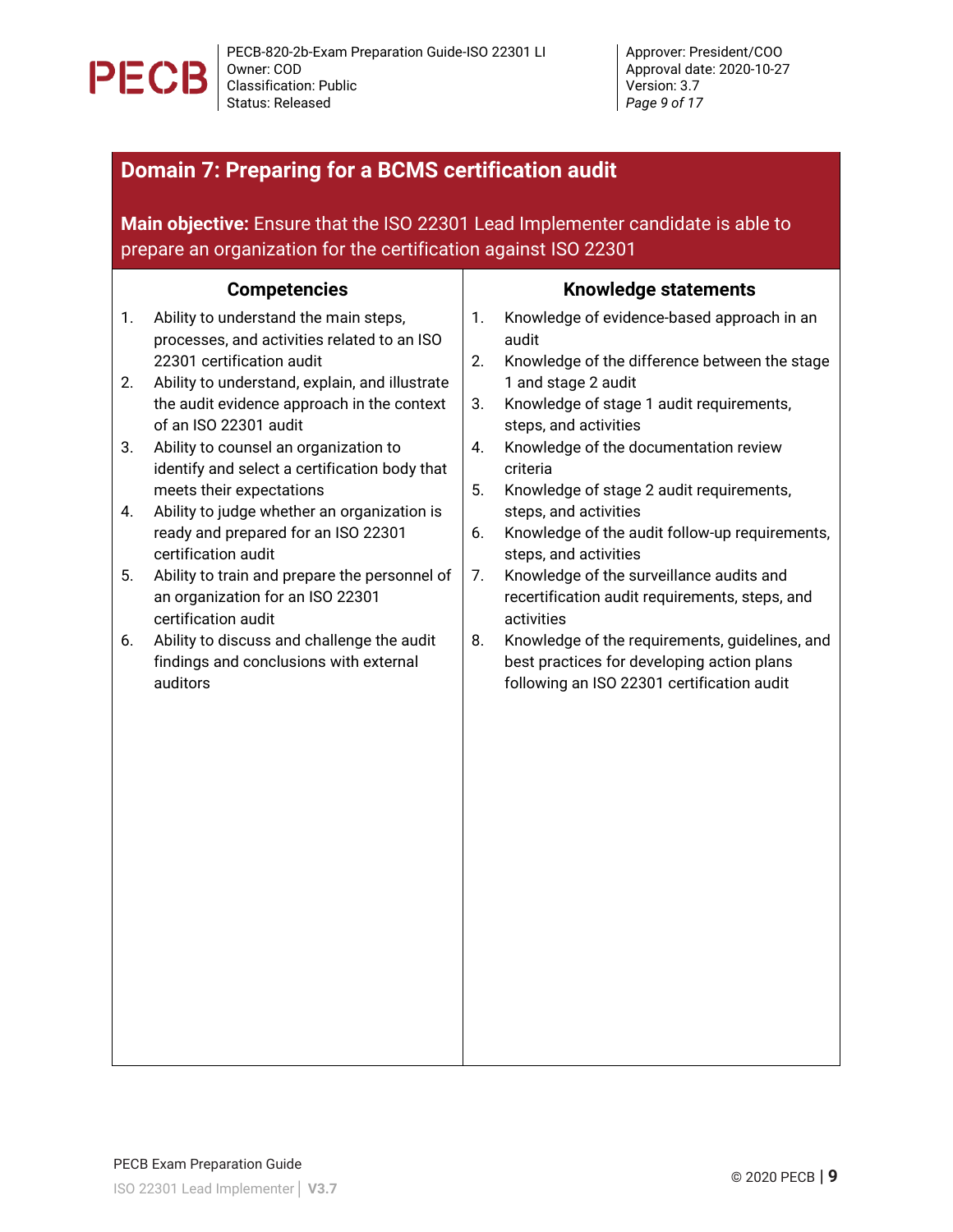## Domain 7: Preparing for a BCMS certification audit

**Main objective:** Ensure that the ISO 22301 Lead Implementer candidate is able to prepare an organization for the certification against ISO 22301

| Competencies | Knowledge statements |
|---|---|
| 1. Ability to understand the main steps, processes, and activities related to an ISO 22301 certification audit<br>2. Ability to understand, explain, and illustrate the audit evidence approach in the context of an ISO 22301 audit<br>3. Ability to counsel an organization to identify and select a certification body that meets their expectations<br>4. Ability to judge whether an organization is ready and prepared for an ISO 22301 certification audit<br>5. Ability to train and prepare the personnel of an organization for an ISO 22301 certification audit<br>6. Ability to discuss and challenge the audit findings and conclusions with external auditors | 1. Knowledge of evidence-based approach in an audit<br>2. Knowledge of the difference between the stage 1 and stage 2 audit<br>3. Knowledge of stage 1 audit requirements, steps, and activities<br>4. Knowledge of the documentation review criteria<br>5. Knowledge of stage 2 audit requirements, steps, and activities<br>6. Knowledge of the audit follow-up requirements, steps, and activities<br>7. Knowledge of the surveillance audits and recertification audit requirements, steps, and activities<br>8. Knowledge of the requirements, guidelines, and best practices for developing action plans following an ISO 22301 certification audit |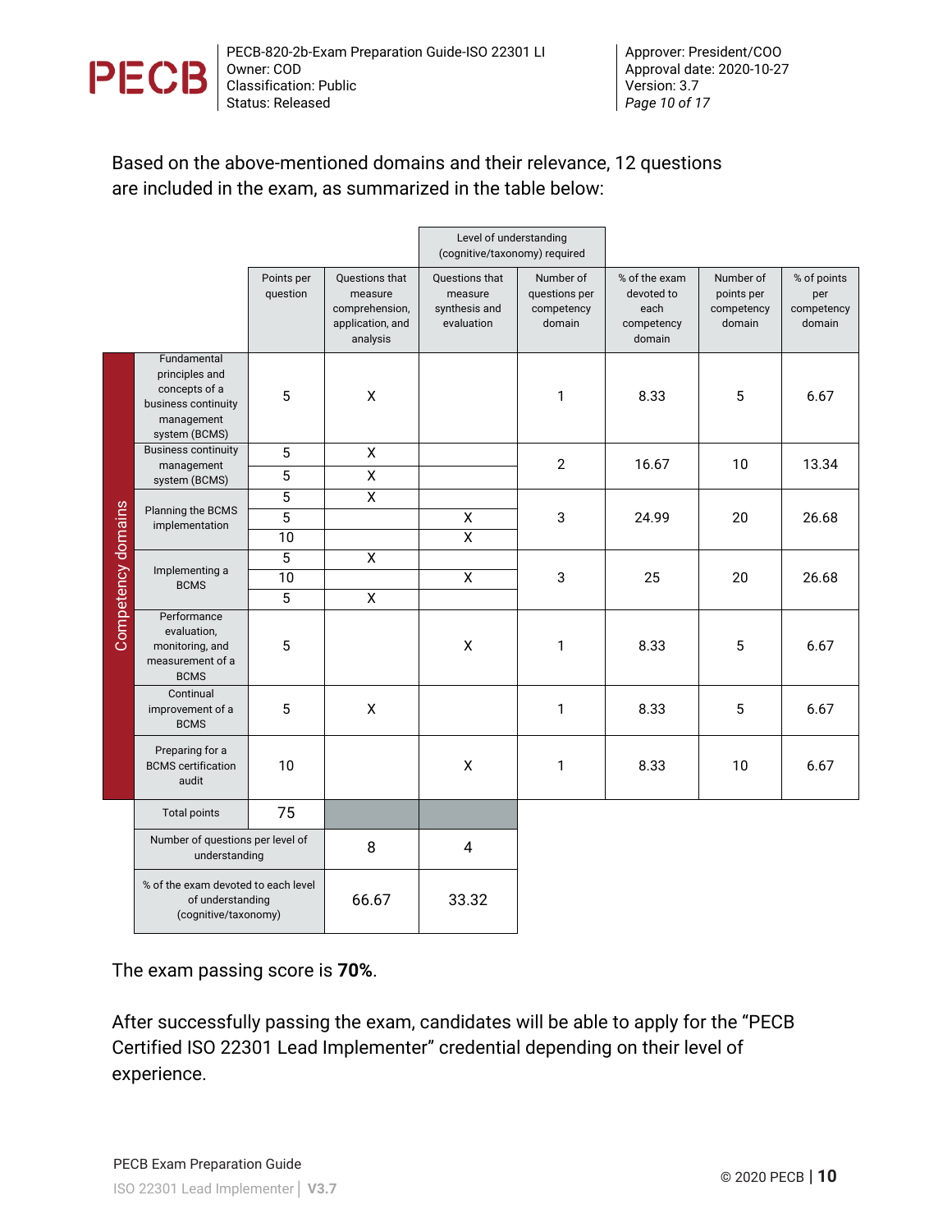Based on the above-mentioned domains and their relevance, 12 questions are included in the exam, as summarized in the table below:

| | | | Level of understanding (cognitive/taxonomy) required | | | | | |
|---|---|---|---|---|---|---|---|---|
| | | Points per question | Questions that measure comprehension, application, and analysis | Questions that measure synthesis and evaluation | Number of questions per competency domain | % of the exam devoted to each competency domain | Number of points per competency domain | % of points per competency domain |
| Competency domains | Fundamental principles and concepts of a business continuity management system (BCMS) | 5 | X | | 1 | 8.33 | 5 | 6.67 |
| | Business continuity management system (BCMS) | 5 | X | | 2 | 16.67 | 10 | 13.34 |
| | | 5 | X | | | | | |
| | Planning the BCMS implementation | 5 | X | | 3 | 24.99 | 20 | 26.68 |
| | | 5 | | X | | | | |
| | | 10 | | X | | | | |
| | Implementing a BCMS | 5 | X | | 3 | 25 | 20 | 26.68 |
| | | 10 | | X | | | | |
| | | 5 | X | | | | | |
| | Performance evaluation, monitoring, and measurement of a BCMS | 5 | | X | 1 | 8.33 | 5 | 6.67 |
| | Continual improvement of a BCMS | 5 | X | | 1 | 8.33 | 5 | 6.67 |
| | Preparing for a BCMS certification audit | 10 | | X | 1 | 8.33 | 10 | 6.67 |
| | Total points | 75 | | | | | | |
| | Number of questions per level of understanding | | 8 | 4 | | | | |
| | % of the exam devoted to each level of understanding (cognitive/taxonomy) | | 66.67 | 33.32 | | | | |

The exam passing score is **70%**.

After successfully passing the exam, candidates will be able to apply for the "PECB Certified ISO 22301 Lead Implementer" credential depending on their level of experience.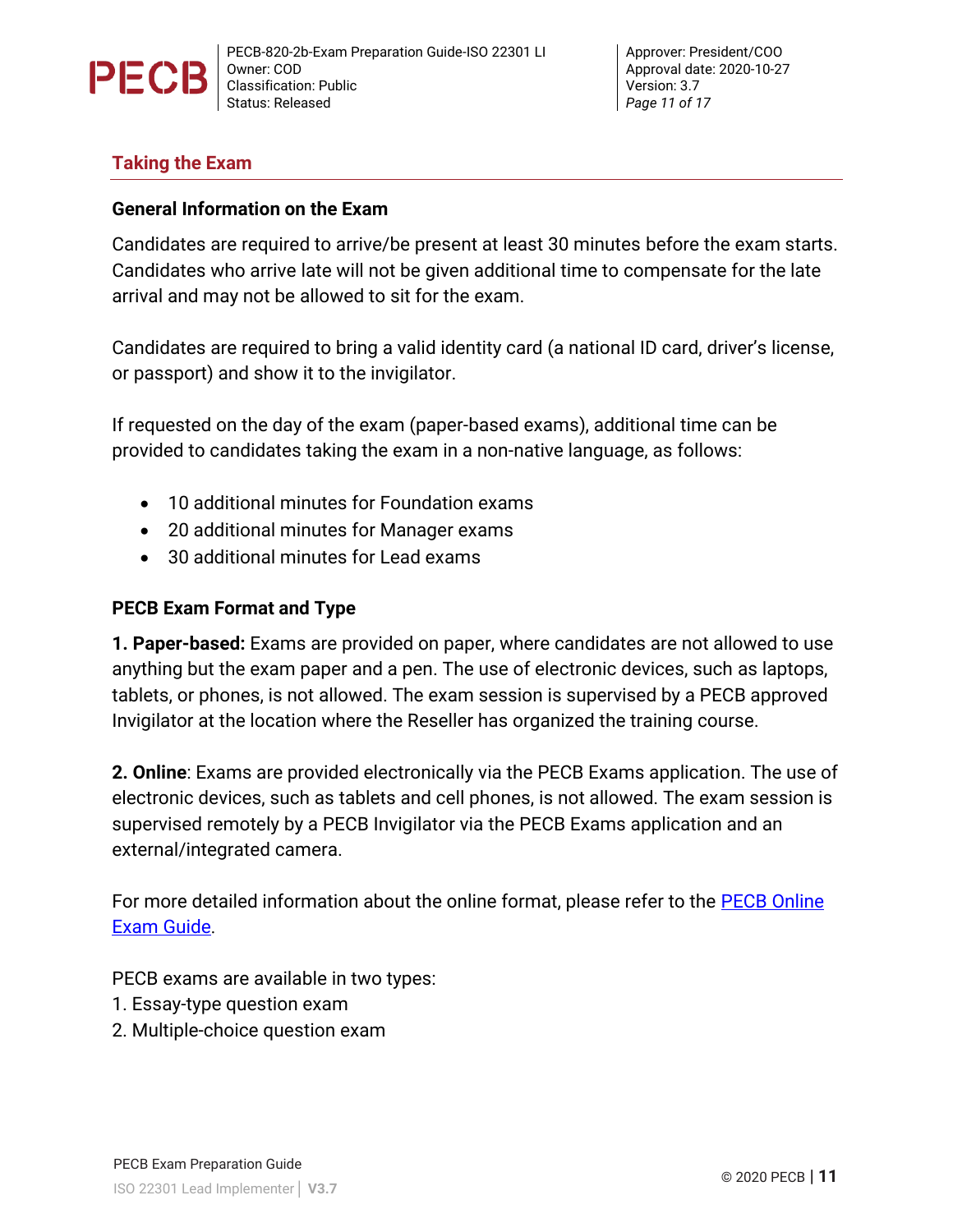## Taking the Exam

### General Information on the Exam

Candidates are required to arrive/be present at least 30 minutes before the exam starts. Candidates who arrive late will not be given additional time to compensate for the late arrival and may not be allowed to sit for the exam.

Candidates are required to bring a valid identity card (a national ID card, driver's license, or passport) and show it to the invigilator.

If requested on the day of the exam (paper-based exams), additional time can be provided to candidates taking the exam in a non-native language, as follows:

- 10 additional minutes for Foundation exams
- 20 additional minutes for Manager exams
- 30 additional minutes for Lead exams

### PECB Exam Format and Type

**1. Paper-based:** Exams are provided on paper, where candidates are not allowed to use anything but the exam paper and a pen. The use of electronic devices, such as laptops, tablets, or phones, is not allowed. The exam session is supervised by a PECB approved Invigilator at the location where the Reseller has organized the training course.

**2. Online**: Exams are provided electronically via the PECB Exams application. The use of electronic devices, such as tablets and cell phones, is not allowed. The exam session is supervised remotely by a PECB Invigilator via the PECB Exams application and an external/integrated camera.

For more detailed information about the online format, please refer to the PECB Online Exam Guide.

PECB exams are available in two types:
1. Essay-type question exam
2. Multiple-choice question exam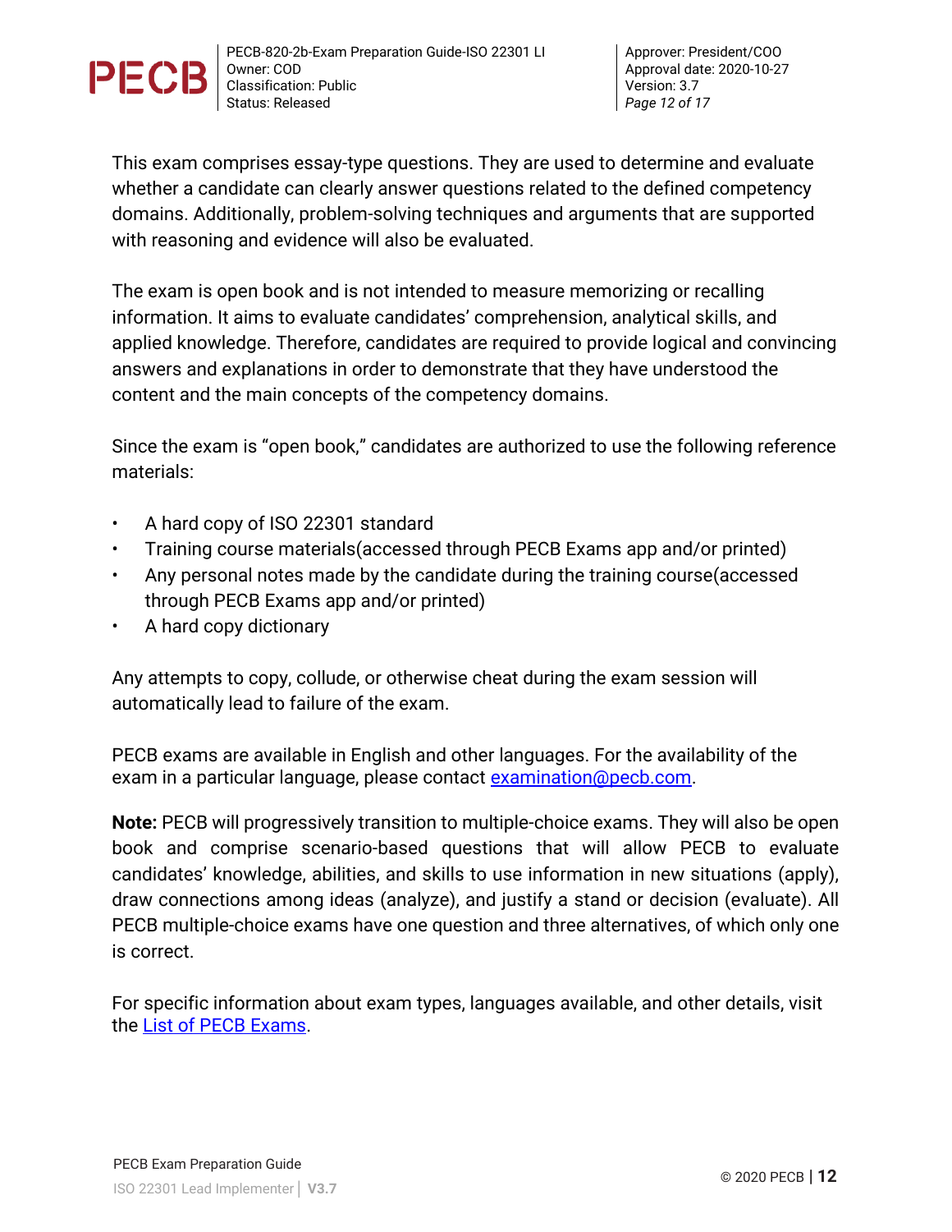This exam comprises essay-type questions. They are used to determine and evaluate whether a candidate can clearly answer questions related to the defined competency domains. Additionally, problem-solving techniques and arguments that are supported with reasoning and evidence will also be evaluated.

The exam is open book and is not intended to measure memorizing or recalling information. It aims to evaluate candidates' comprehension, analytical skills, and applied knowledge. Therefore, candidates are required to provide logical and convincing answers and explanations in order to demonstrate that they have understood the content and the main concepts of the competency domains.

Since the exam is "open book," candidates are authorized to use the following reference materials:

- A hard copy of ISO 22301 standard
- Training course materials(accessed through PECB Exams app and/or printed)
- Any personal notes made by the candidate during the training course(accessed through PECB Exams app and/or printed)
- A hard copy dictionary

Any attempts to copy, collude, or otherwise cheat during the exam session will automatically lead to failure of the exam.

PECB exams are available in English and other languages. For the availability of the exam in a particular language, please contact examination@pecb.com.

**Note:** PECB will progressively transition to multiple-choice exams. They will also be open book and comprise scenario-based questions that will allow PECB to evaluate candidates' knowledge, abilities, and skills to use information in new situations (apply), draw connections among ideas (analyze), and justify a stand or decision (evaluate). All PECB multiple-choice exams have one question and three alternatives, of which only one is correct.

For specific information about exam types, languages available, and other details, visit the List of PECB Exams.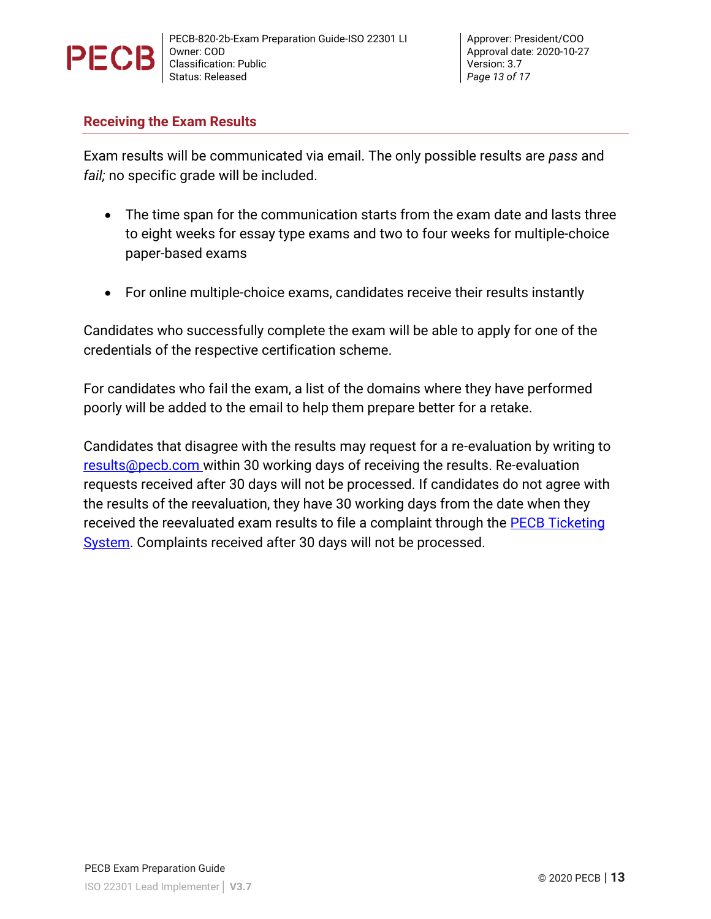## Receiving the Exam Results

Exam results will be communicated via email. The only possible results are *pass* and *fail;* no specific grade will be included.

- The time span for the communication starts from the exam date and lasts three to eight weeks for essay type exams and two to four weeks for multiple-choice paper-based exams
- For online multiple-choice exams, candidates receive their results instantly

Candidates who successfully complete the exam will be able to apply for one of the credentials of the respective certification scheme.

For candidates who fail the exam, a list of the domains where they have performed poorly will be added to the email to help them prepare better for a retake.

Candidates that disagree with the results may request for a re-evaluation by writing to results@pecb.com within 30 working days of receiving the results. Re-evaluation requests received after 30 days will not be processed. If candidates do not agree with the results of the reevaluation, they have 30 working days from the date when they received the reevaluated exam results to file a complaint through the PECB Ticketing System. Complaints received after 30 days will not be processed.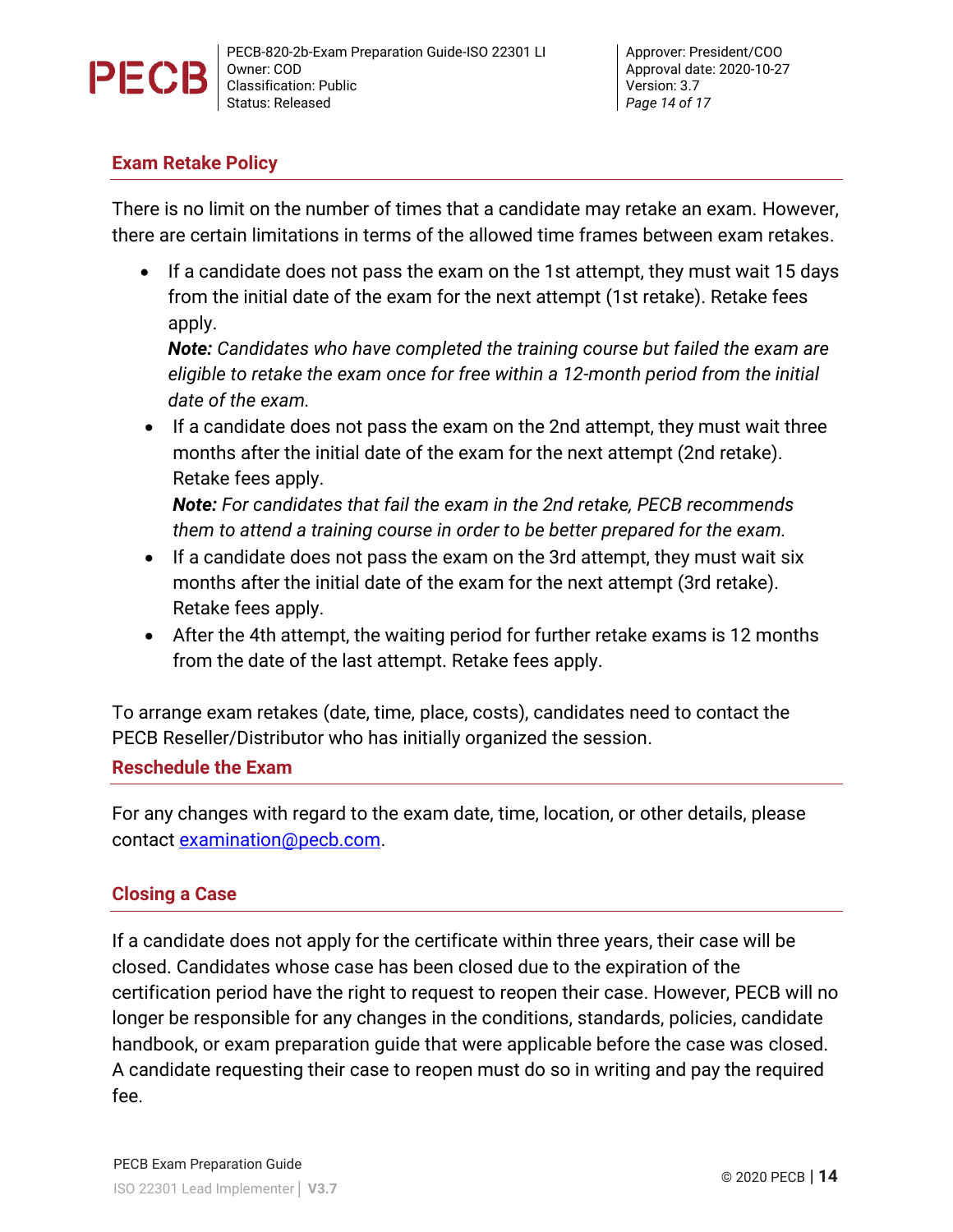## Exam Retake Policy

There is no limit on the number of times that a candidate may retake an exam. However, there are certain limitations in terms of the allowed time frames between exam retakes.

- If a candidate does not pass the exam on the 1st attempt, they must wait 15 days from the initial date of the exam for the next attempt (1st retake). Retake fees apply.
  ***Note:*** *Candidates who have completed the training course but failed the exam are eligible to retake the exam once for free within a 12-month period from the initial date of the exam.*
- If a candidate does not pass the exam on the 2nd attempt, they must wait three months after the initial date of the exam for the next attempt (2nd retake). Retake fees apply.
  ***Note:*** *For candidates that fail the exam in the 2nd retake, PECB recommends them to attend a training course in order to be better prepared for the exam.*
- If a candidate does not pass the exam on the 3rd attempt, they must wait six months after the initial date of the exam for the next attempt (3rd retake). Retake fees apply.
- After the 4th attempt, the waiting period for further retake exams is 12 months from the date of the last attempt. Retake fees apply.

To arrange exam retakes (date, time, place, costs), candidates need to contact the PECB Reseller/Distributor who has initially organized the session.

## Reschedule the Exam

For any changes with regard to the exam date, time, location, or other details, please contact examination@pecb.com.

## Closing a Case

If a candidate does not apply for the certificate within three years, their case will be closed. Candidates whose case has been closed due to the expiration of the certification period have the right to request to reopen their case. However, PECB will no longer be responsible for any changes in the conditions, standards, policies, candidate handbook, or exam preparation guide that were applicable before the case was closed. A candidate requesting their case to reopen must do so in writing and pay the required fee.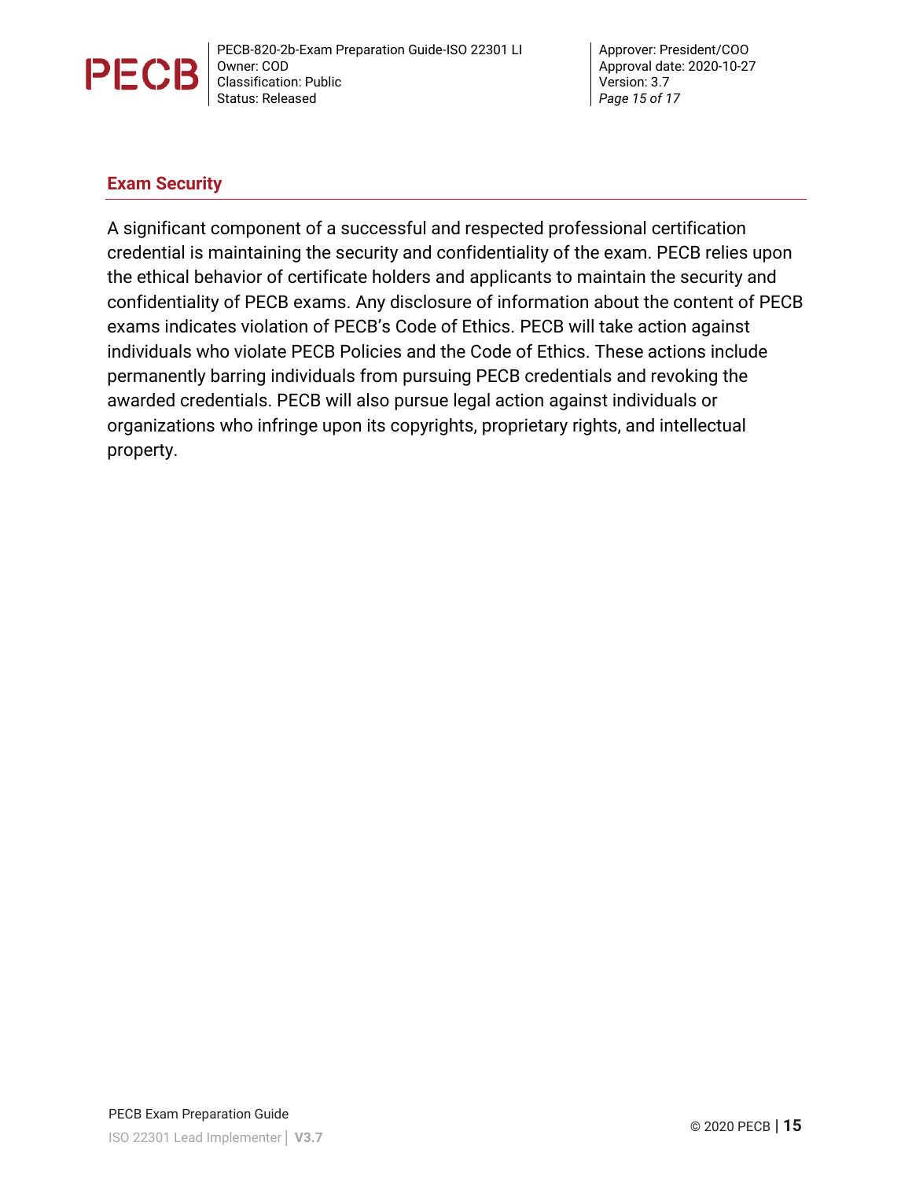## Exam Security

A significant component of a successful and respected professional certification credential is maintaining the security and confidentiality of the exam. PECB relies upon the ethical behavior of certificate holders and applicants to maintain the security and confidentiality of PECB exams. Any disclosure of information about the content of PECB exams indicates violation of PECB's Code of Ethics. PECB will take action against individuals who violate PECB Policies and the Code of Ethics. These actions include permanently barring individuals from pursuing PECB credentials and revoking the awarded credentials. PECB will also pursue legal action against individuals or organizations who infringe upon its copyrights, proprietary rights, and intellectual property.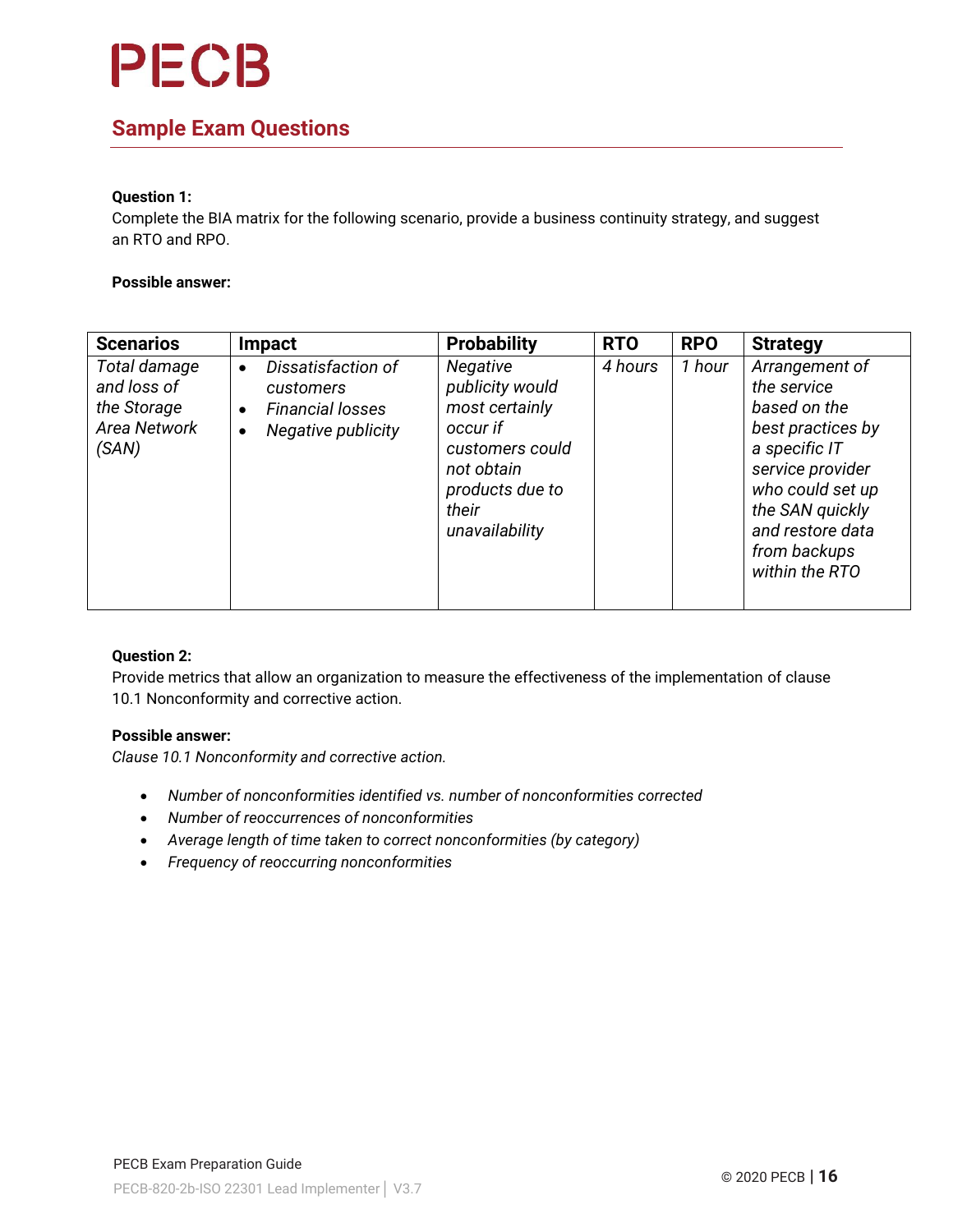## Sample Exam Questions

**Question 1:**
Complete the BIA matrix for the following scenario, provide a business continuity strategy, and suggest an RTO and RPO.

**Possible answer:**

| Scenarios | Impact | Probability | RTO | RPO | Strategy |
|---|---|---|---|---|---|
| *Total damage and loss of the Storage Area Network (SAN)* | • *Dissatisfaction of customers*<br>• *Financial losses*<br>• *Negative publicity* | *Negative publicity would most certainly occur if customers could not obtain products due to their unavailability* | *4 hours* | *1 hour* | *Arrangement of the service based on the best practices by a specific IT service provider who could set up the SAN quickly and restore data from backups within the RTO* |

**Question 2:**
Provide metrics that allow an organization to measure the effectiveness of the implementation of clause 10.1 Nonconformity and corrective action.

**Possible answer:**
*Clause 10.1 Nonconformity and corrective action.*

- *Number of nonconformities identified vs. number of nonconformities corrected*
- *Number of reoccurrences of nonconformities*
- *Average length of time taken to correct nonconformities (by category)*
- *Frequency of reoccurring nonconformities*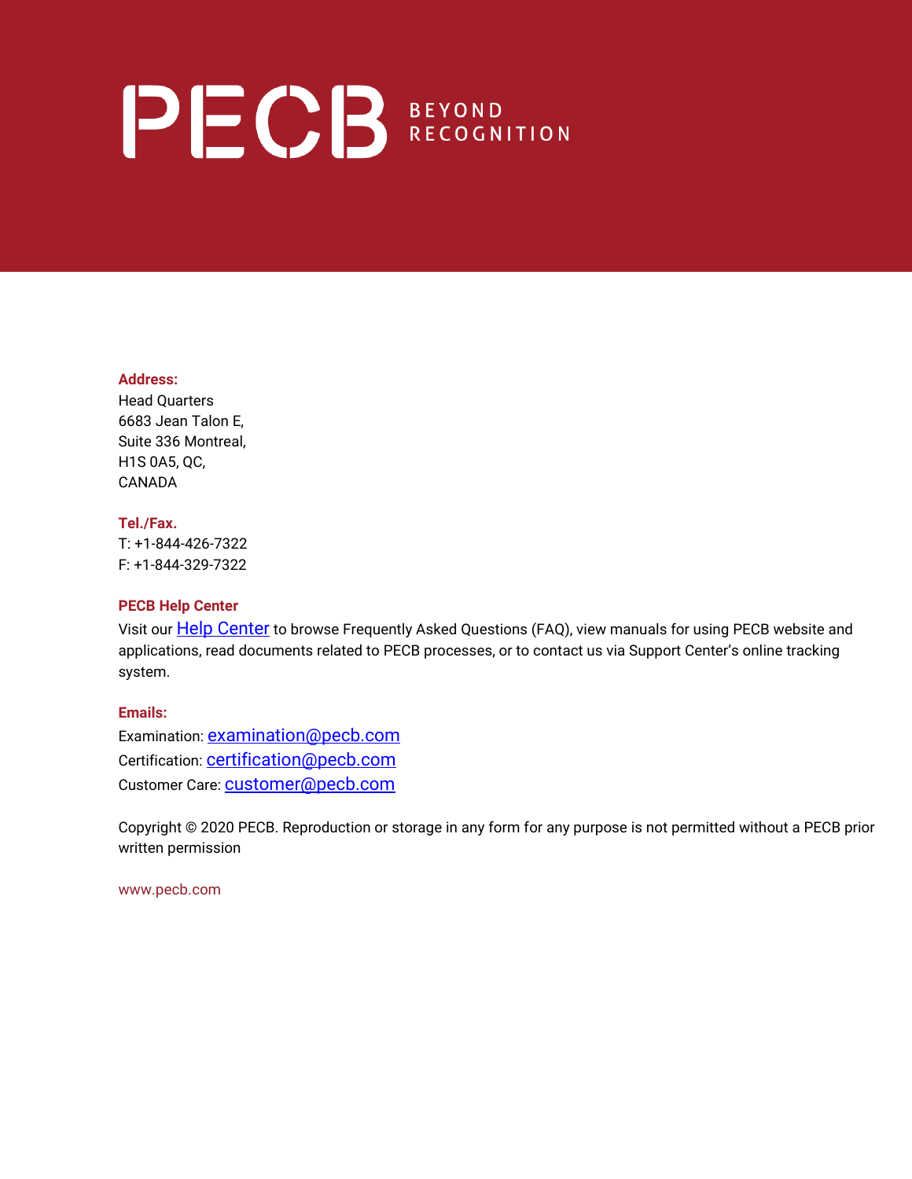PECB BEYOND RECOGNITION

**Address:**

Head Quarters
6683 Jean Talon E,
Suite 336 Montreal,
H1S 0A5, QC,
CANADA

**Tel./Fax.**

T: +1-844-426-7322
F: +1-844-329-7322

**PECB Help Center**

Visit our Help Center to browse Frequently Asked Questions (FAQ), view manuals for using PECB website and applications, read documents related to PECB processes, or to contact us via Support Center's online tracking system.

**Emails:**

Examination: examination@pecb.com
Certification: certification@pecb.com
Customer Care: customer@pecb.com

Copyright © 2020 PECB. Reproduction or storage in any form for any purpose is not permitted without a PECB prior written permission

www.pecb.com